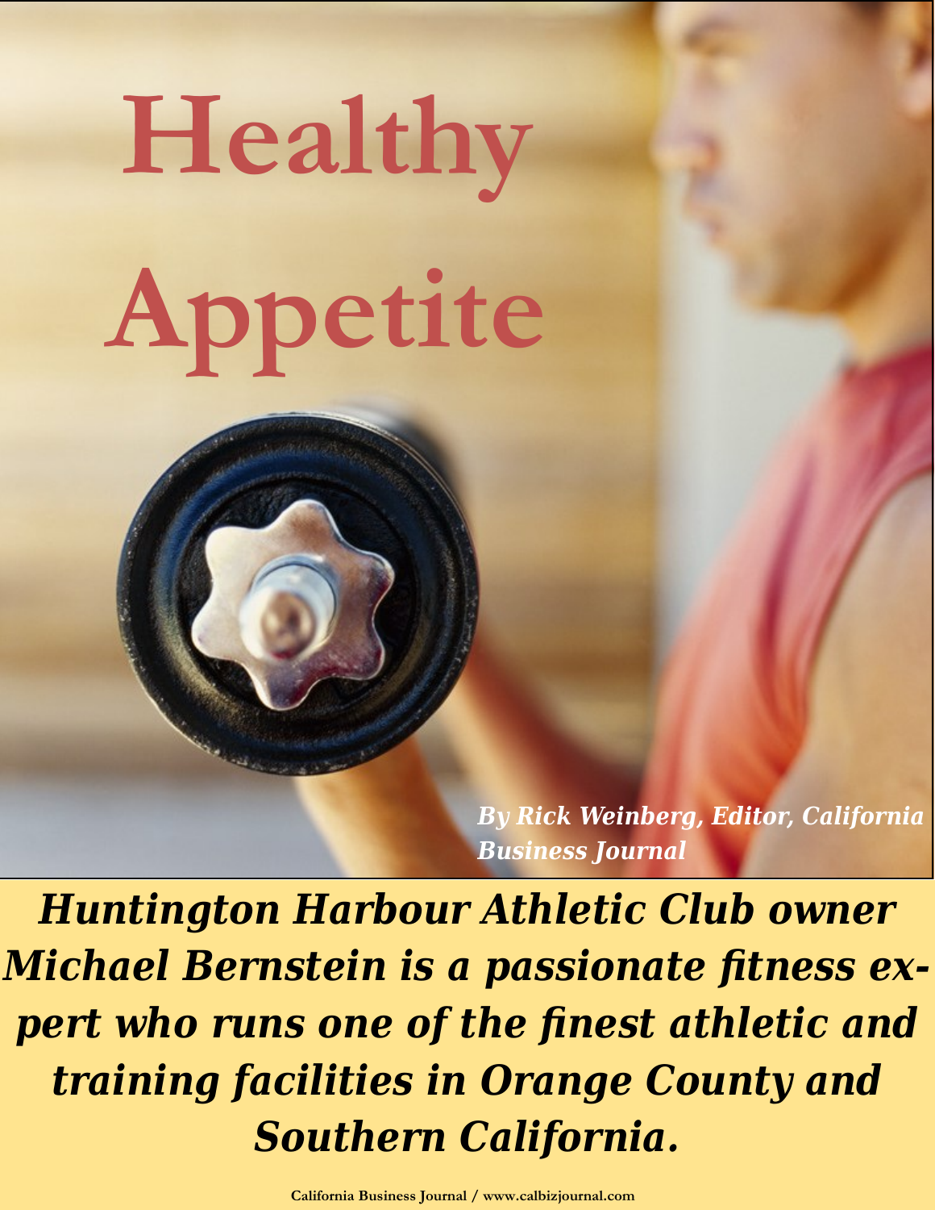# Healthy Appetite

*By Rick Weinberg, Editor, California Business Journal*

***Huntington Harbour Athletic Club owner Michael Bernstein is a passionate fitness expert who runs one of the finest athletic and training facilities in Orange County and Southern California.***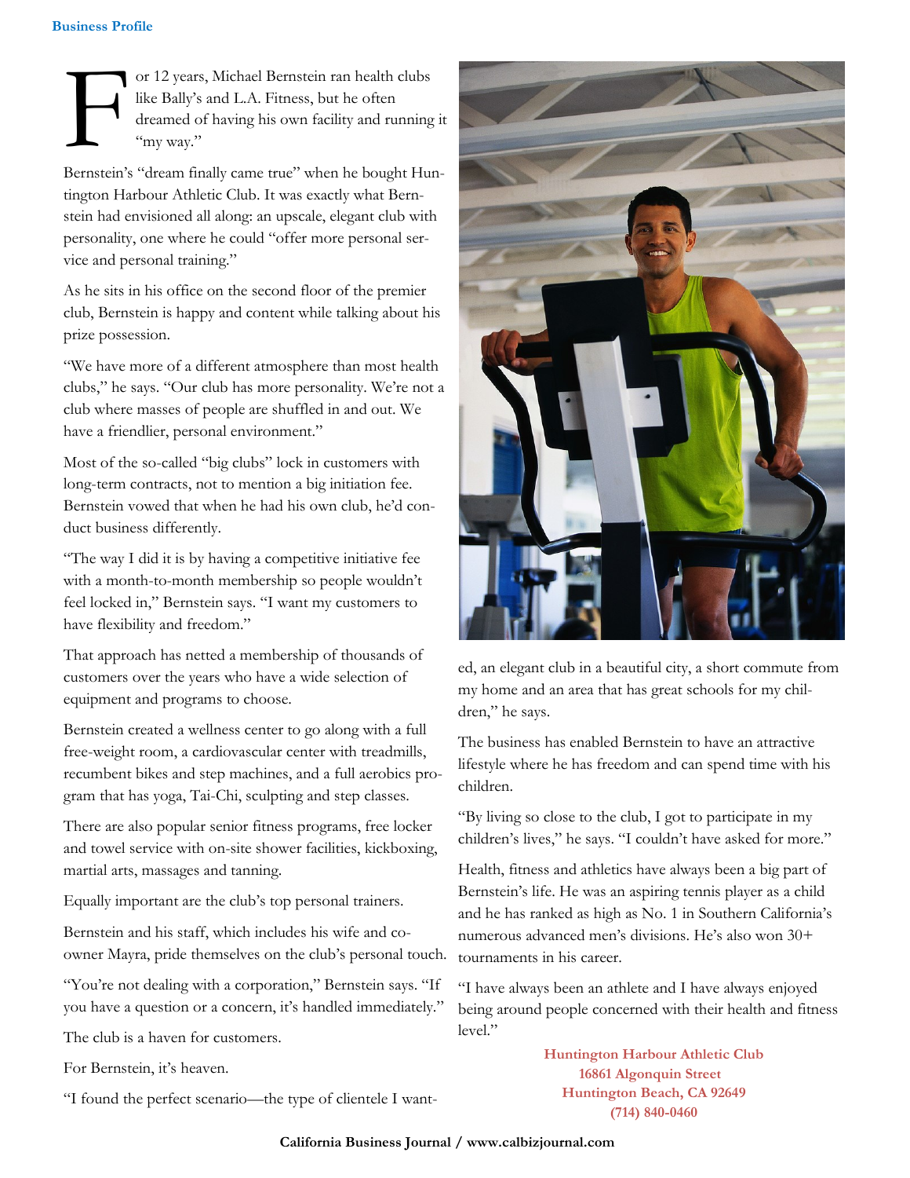Business Profile

For 12 years, Michael Bernstein ran health clubs like Bally's and L.A. Fitness, but he often dreamed of having his own facility and running it "my way."

Bernstein's "dream finally came true" when he bought Huntington Harbour Athletic Club. It was exactly what Bernstein had envisioned all along: an upscale, elegant club with personality, one where he could "offer more personal service and personal training."

As he sits in his office on the second floor of the premier club, Bernstein is happy and content while talking about his prize possession.

"We have more of a different atmosphere than most health clubs," he says. "Our club has more personality. We're not a club where masses of people are shuffled in and out. We have a friendlier, personal environment."

Most of the so-called "big clubs" lock in customers with long-term contracts, not to mention a big initiation fee. Bernstein vowed that when he had his own club, he'd conduct business differently.

"The way I did it is by having a competitive initiative fee with a month-to-month membership so people wouldn't feel locked in," Bernstein says. "I want my customers to have flexibility and freedom."

That approach has netted a membership of thousands of customers over the years who have a wide selection of equipment and programs to choose.

Bernstein created a wellness center to go along with a full free-weight room, a cardiovascular center with treadmills, recumbent bikes and step machines, and a full aerobics program that has yoga, Tai-Chi, sculpting and step classes.

There are also popular senior fitness programs, free locker and towel service with on-site shower facilities, kickboxing, martial arts, massages and tanning.

Equally important are the club's top personal trainers.

Bernstein and his staff, which includes his wife and co-owner Mayra, pride themselves on the club's personal touch.

"You're not dealing with a corporation," Bernstein says. "If you have a question or a concern, it's handled immediately."

The club is a haven for customers.

For Bernstein, it's heaven.

"I found the perfect scenario—the type of clientele I wanted, an elegant club in a beautiful city, a short commute from my home and an area that has great schools for my children," he says.

The business has enabled Bernstein to have an attractive lifestyle where he has freedom and can spend time with his children.

"By living so close to the club, I got to participate in my children's lives," he says. "I couldn't have asked for more."

Health, fitness and athletics have always been a big part of Bernstein's life. He was an aspiring tennis player as a child and he has ranked as high as No. 1 in Southern California's numerous advanced men's divisions. He's also won 30+ tournaments in his career.

"I have always been an athlete and I have always enjoyed being around people concerned with their health and fitness level."

**Huntington Harbour Athletic Club**
**16861 Algonquin Street**
**Huntington Beach, CA 92649**
**(714) 840-0460**